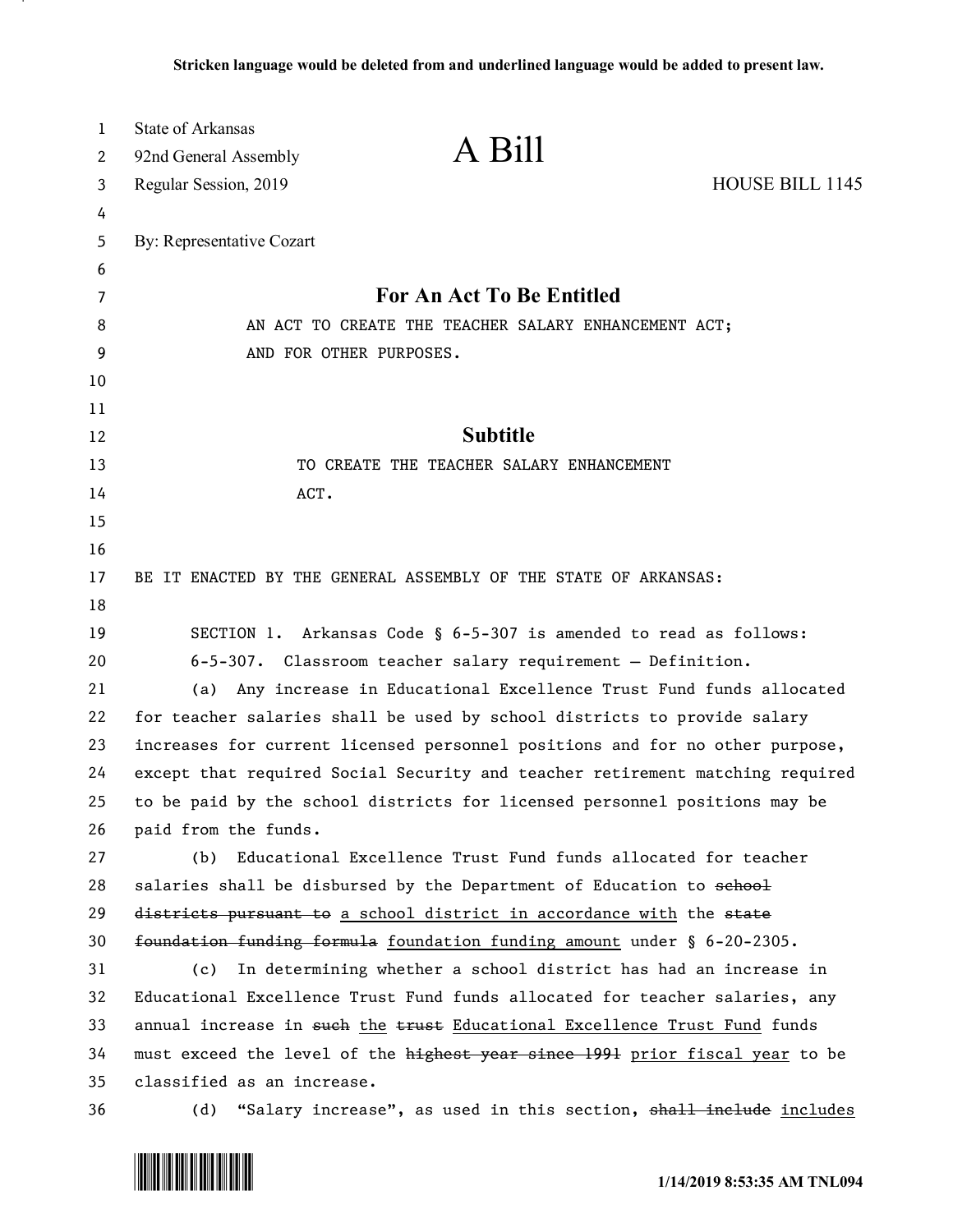Stricken language would be deleted from and underlined language would be added to present law.

State of Arkansas
92nd General Assembly
Regular Session, 2019

# A Bill

HOUSE BILL 1145

By: Representative Cozart

## For An Act To Be Entitled

AN ACT TO CREATE THE TEACHER SALARY ENHANCEMENT ACT; AND FOR OTHER PURPOSES.

## Subtitle

TO CREATE THE TEACHER SALARY ENHANCEMENT ACT.

BE IT ENACTED BY THE GENERAL ASSEMBLY OF THE STATE OF ARKANSAS:

SECTION 1. Arkansas Code § 6-5-307 is amended to read as follows:

6-5-307. Classroom teacher salary requirement — Definition.

(a) Any increase in Educational Excellence Trust Fund funds allocated for teacher salaries shall be used by school districts to provide salary increases for current licensed personnel positions and for no other purpose, except that required Social Security and teacher retirement matching required to be paid by the school districts for licensed personnel positions may be paid from the funds.

(b) Educational Excellence Trust Fund funds allocated for teacher salaries shall be disbursed by the Department of Education to ~~school districts pursuant to~~ <u>a school district in accordance with</u> the ~~state foundation funding formula~~ <u>foundation funding amount</u> under § 6-20-2305.

(c) In determining whether a school district has had an increase in Educational Excellence Trust Fund funds allocated for teacher salaries, any annual increase in ~~such~~ <u>the</u> ~~trust~~ <u>Educational Excellence Trust Fund</u> funds must exceed the level of the ~~highest year since 1991~~ <u>prior fiscal year</u> to be classified as an increase.

(d) "Salary increase", as used in this section, ~~shall include~~ <u>includes</u>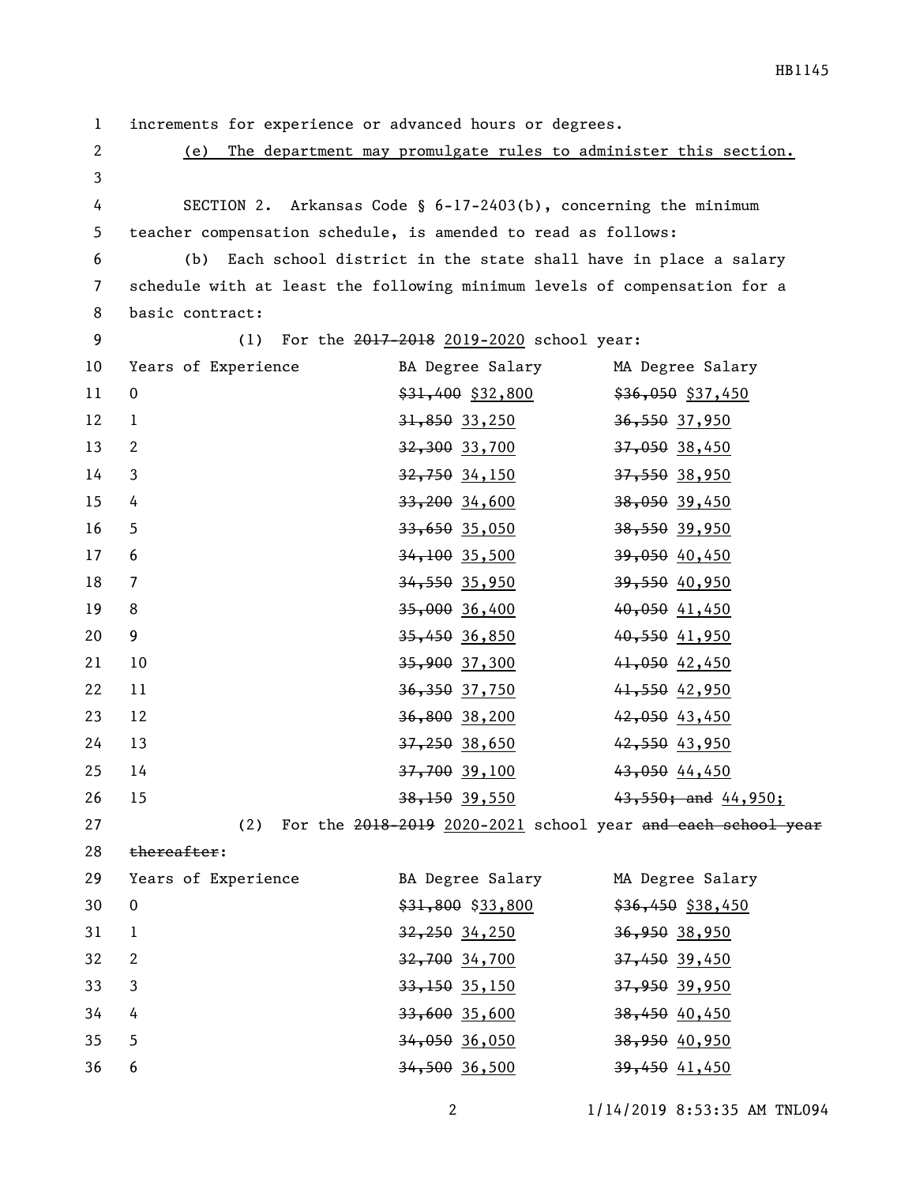increments for experience or advanced hours or degrees.

<u>(e) The department may promulgate rules to administer this section.</u>

SECTION 2. Arkansas Code § 6-17-2403(b), concerning the minimum teacher compensation schedule, is amended to read as follows:

(b) Each school district in the state shall have in place a salary schedule with at least the following minimum levels of compensation for a basic contract:

(1) For the ~~2017-2018~~ <u>2019-2020</u> school year:

| Years of Experience | BA Degree Salary | MA Degree Salary |
|---|---|---|
| 0 | ~~$31,400~~ <u>$32,800</u> | ~~$36,050~~ <u>$37,450</u> |
| 1 | ~~31,850~~ <u>33,250</u> | ~~36,550~~ <u>37,950</u> |
| 2 | ~~32,300~~ <u>33,700</u> | ~~37,050~~ <u>38,450</u> |
| 3 | ~~32,750~~ <u>34,150</u> | ~~37,550~~ <u>38,950</u> |
| 4 | ~~33,200~~ <u>34,600</u> | ~~38,050~~ <u>39,450</u> |
| 5 | ~~33,650~~ <u>35,050</u> | ~~38,550~~ <u>39,950</u> |
| 6 | ~~34,100~~ <u>35,500</u> | ~~39,050~~ <u>40,450</u> |
| 7 | ~~34,550~~ <u>35,950</u> | ~~39,550~~ <u>40,950</u> |
| 8 | ~~35,000~~ <u>36,400</u> | ~~40,050~~ <u>41,450</u> |
| 9 | ~~35,450~~ <u>36,850</u> | ~~40,550~~ <u>41,950</u> |
| 10 | ~~35,900~~ <u>37,300</u> | ~~41,050~~ <u>42,450</u> |
| 11 | ~~36,350~~ <u>37,750</u> | ~~41,550~~ <u>42,950</u> |
| 12 | ~~36,800~~ <u>38,200</u> | ~~42,050~~ <u>43,450</u> |
| 13 | ~~37,250~~ <u>38,650</u> | ~~42,550~~ <u>43,950</u> |
| 14 | ~~37,700~~ <u>39,100</u> | ~~43,050~~ <u>44,450</u> |
| 15 | ~~38,150~~ <u>39,550</u> | ~~43,550; and~~ <u>44,950;</u> |

(2) For the ~~2018-2019~~ <u>2020-2021</u> school year ~~and each school year thereafter~~:

| Years of Experience | BA Degree Salary | MA Degree Salary |
|---|---|---|
| 0 | ~~$31,800~~ <u>$33,800</u> | ~~$36,450~~ <u>$38,450</u> |
| 1 | ~~32,250~~ <u>34,250</u> | ~~36,950~~ <u>38,950</u> |
| 2 | ~~32,700~~ <u>34,700</u> | ~~37,450~~ <u>39,450</u> |
| 3 | ~~33,150~~ <u>35,150</u> | ~~37,950~~ <u>39,950</u> |
| 4 | ~~33,600~~ <u>35,600</u> | ~~38,450~~ <u>40,450</u> |
| 5 | ~~34,050~~ <u>36,050</u> | ~~38,950~~ <u>40,950</u> |
| 6 | ~~34,500~~ <u>36,500</u> | ~~39,450~~ <u>41,450</u> |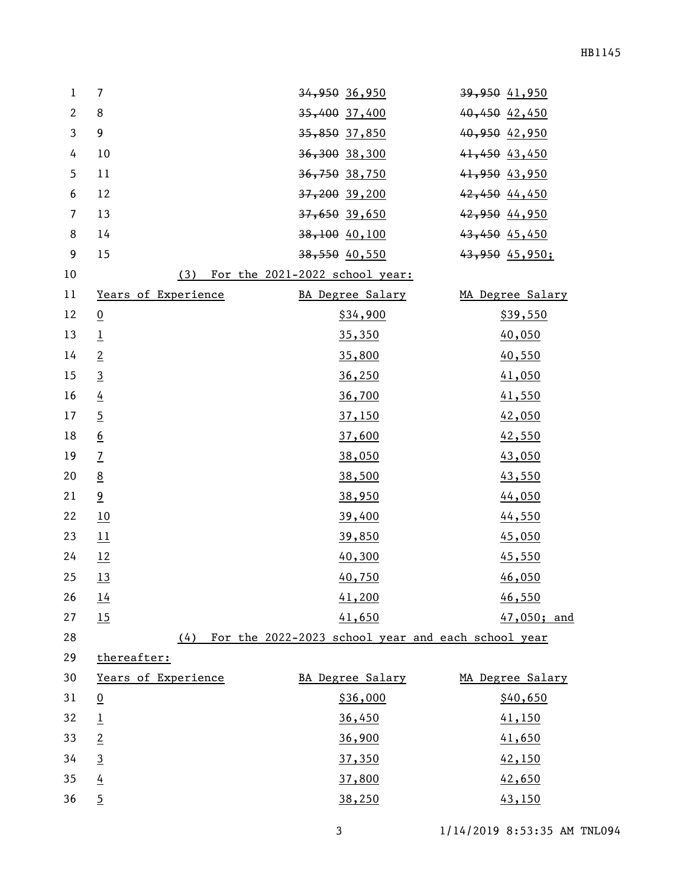| | | |
|---|---|---|
| 7 | ~~34,950~~ 36,950 | ~~39,950~~ 41,950 |
| 8 | ~~35,400~~ 37,400 | ~~40,450~~ 42,450 |
| 9 | ~~35,850~~ 37,850 | ~~40,950~~ 42,950 |
| 10 | ~~36,300~~ 38,300 | ~~41,450~~ 43,450 |
| 11 | ~~36,750~~ 38,750 | ~~41,950~~ 43,950 |
| 12 | ~~37,200~~ 39,200 | ~~42,450~~ 44,450 |
| 13 | ~~37,650~~ 39,650 | ~~42,950~~ 44,950 |
| 14 | ~~38,100~~ 40,100 | ~~43,450~~ 45,450 |
| 15 | ~~38,550~~ 40,550 | ~~43,950~~ 45,950; |

(3) For the 2021-2022 school year:

| Years of Experience | BA Degree Salary | MA Degree Salary |
|---|---|---|
| 0 | $34,900 | $39,550 |
| 1 | 35,350 | 40,050 |
| 2 | 35,800 | 40,550 |
| 3 | 36,250 | 41,050 |
| 4 | 36,700 | 41,550 |
| 5 | 37,150 | 42,050 |
| 6 | 37,600 | 42,550 |
| 7 | 38,050 | 43,050 |
| 8 | 38,500 | 43,550 |
| 9 | 38,950 | 44,050 |
| 10 | 39,400 | 44,550 |
| 11 | 39,850 | 45,050 |
| 12 | 40,300 | 45,550 |
| 13 | 40,750 | 46,050 |
| 14 | 41,200 | 46,550 |
| 15 | 41,650 | 47,050; and |

(4) For the 2022-2023 school year and each school year thereafter:

| Years of Experience | BA Degree Salary | MA Degree Salary |
|---|---|---|
| 0 | $36,000 | $40,650 |
| 1 | 36,450 | 41,150 |
| 2 | 36,900 | 41,650 |
| 3 | 37,350 | 42,150 |
| 4 | 37,800 | 42,650 |
| 5 | 38,250 | 43,150 |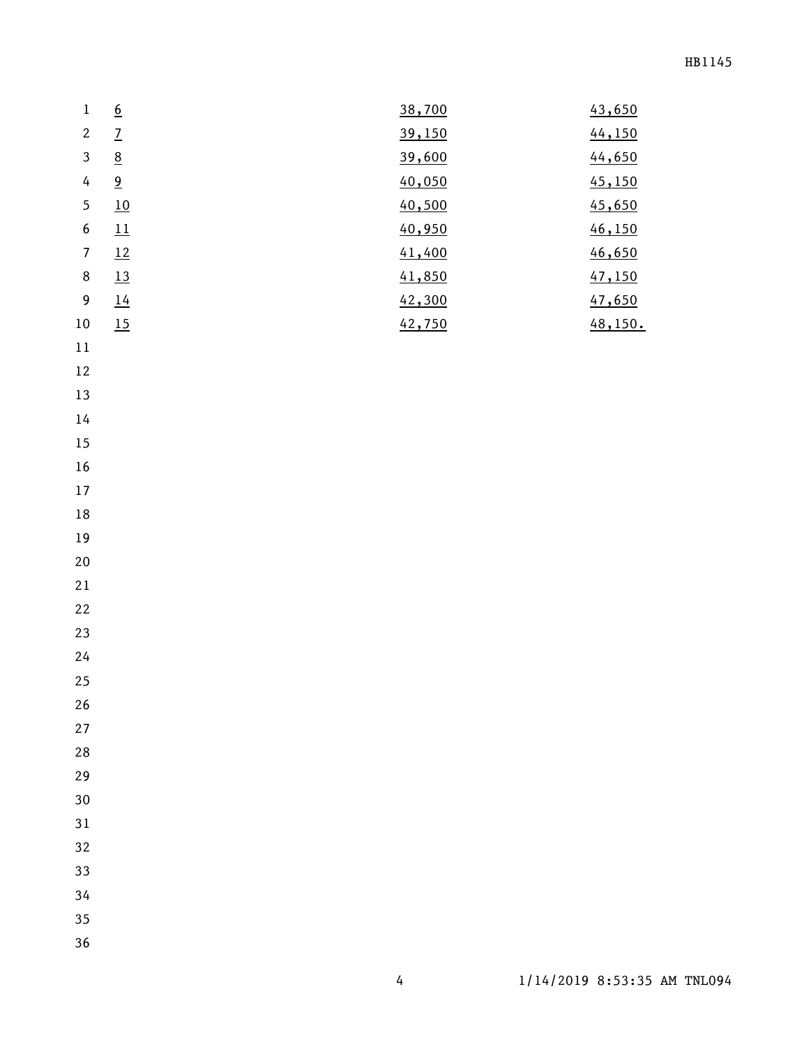| | | |
|---|---|---|
| 6 | 38,700 | 43,650 |
| 7 | 39,150 | 44,150 |
| 8 | 39,600 | 44,650 |
| 9 | 40,050 | 45,150 |
| 10 | 40,500 | 45,650 |
| 11 | 40,950 | 46,150 |
| 12 | 41,400 | 46,650 |
| 13 | 41,850 | 47,150 |
| 14 | 42,300 | 47,650 |
| 15 | 42,750 | 48,150. |